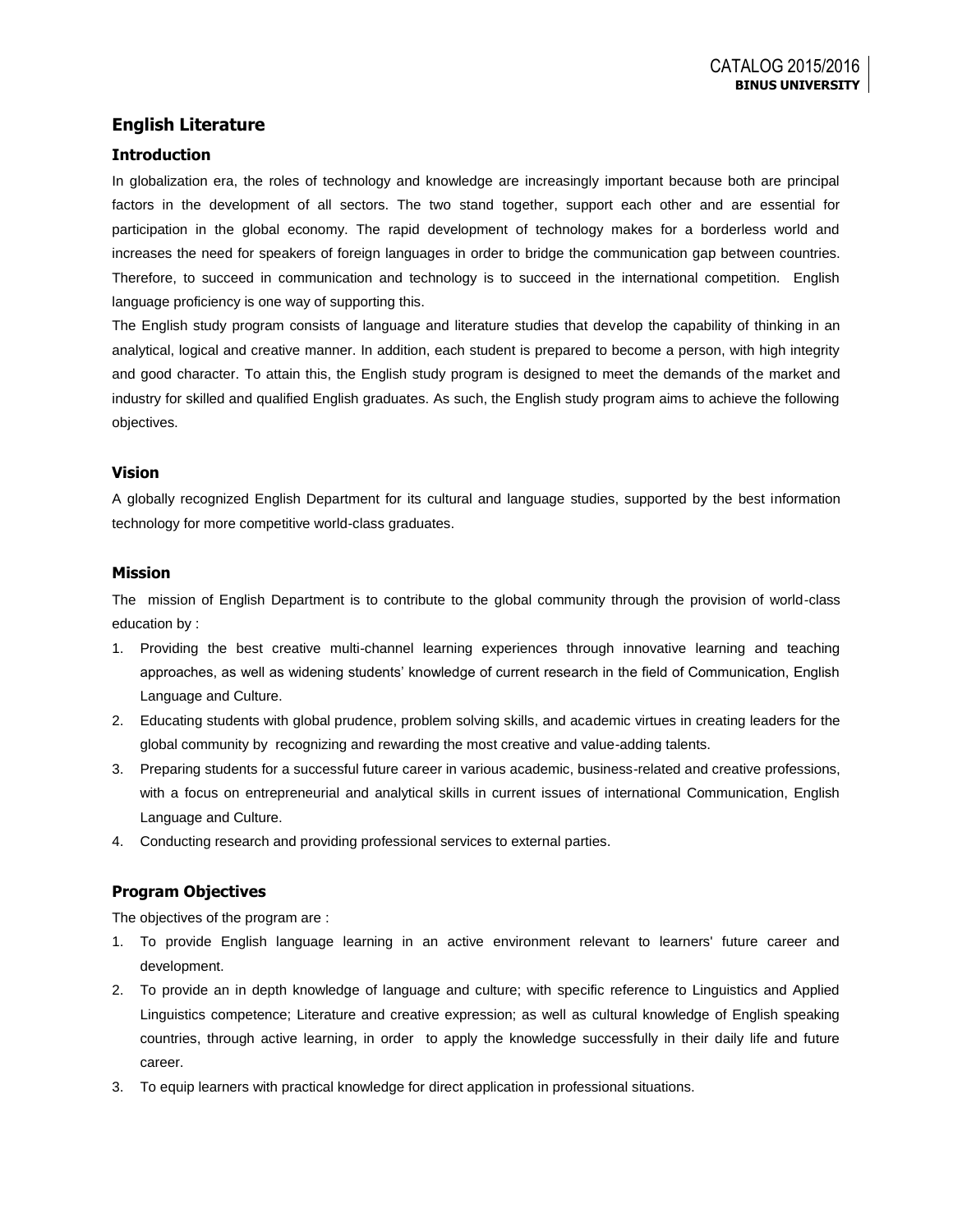# English Literature

## Introduction

In globalization era, the roles of technology and knowledge are increasingly important because both are principal factors in the development of all sectors. The two stand together, support each other and are essential for participation in the global economy. The rapid development of technology makes for a borderless world and increases the need for speakers of foreign languages in order to bridge the communication gap between countries. Therefore, to succeed in communication and technology is to succeed in the international competition. English language proficiency is one way of supporting this.

The English study program consists of language and literature studies that develop the capability of thinking in an analytical, logical and creative manner. In addition, each student is prepared to become a person, with high integrity and good character. To attain this, the English study program is designed to meet the demands of the market and industry for skilled and qualified English graduates. As such, the English study program aims to achieve the following objectives.

## Vision

A globally recognized English Department for its cultural and language studies, supported by the best information technology for more competitive world-class graduates.

## Mission

The mission of English Department is to contribute to the global community through the provision of world-class education by :

1. Providing the best creative multi-channel learning experiences through innovative learning and teaching approaches, as well as widening students' knowledge of current research in the field of Communication, English Language and Culture.
2. Educating students with global prudence, problem solving skills, and academic virtues in creating leaders for the global community by recognizing and rewarding the most creative and value-adding talents.
3. Preparing students for a successful future career in various academic, business-related and creative professions, with a focus on entrepreneurial and analytical skills in current issues of international Communication, English Language and Culture.
4. Conducting research and providing professional services to external parties.

## Program Objectives

The objectives of the program are :

1. To provide English language learning in an active environment relevant to learners' future career and development.
2. To provide an in depth knowledge of language and culture; with specific reference to Linguistics and Applied Linguistics competence; Literature and creative expression; as well as cultural knowledge of English speaking countries, through active learning, in order to apply the knowledge successfully in their daily life and future career.
3. To equip learners with practical knowledge for direct application in professional situations.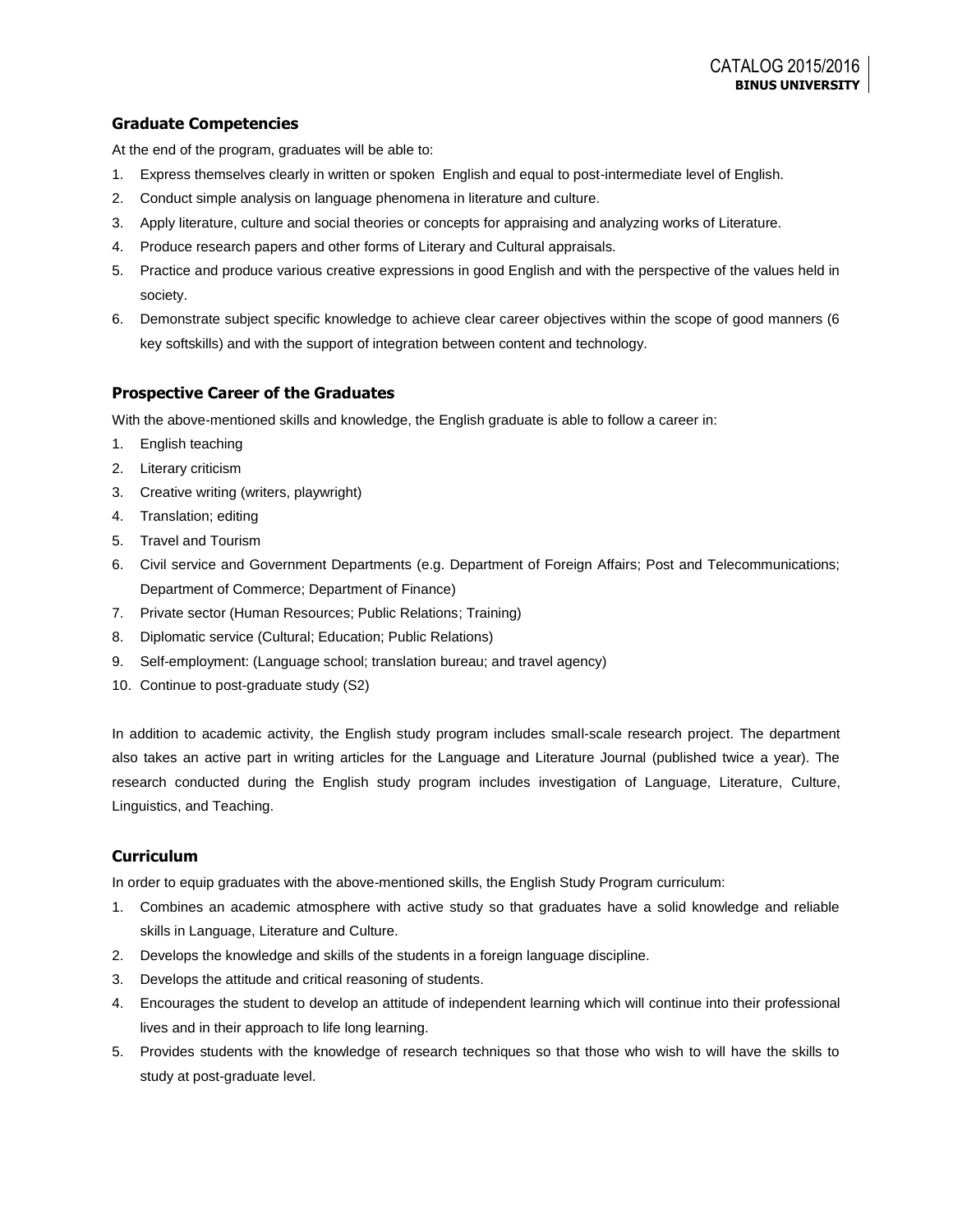## Graduate Competencies

At the end of the program, graduates will be able to:

1. Express themselves clearly in written or spoken English and equal to post-intermediate level of English.
2. Conduct simple analysis on language phenomena in literature and culture.
3. Apply literature, culture and social theories or concepts for appraising and analyzing works of Literature.
4. Produce research papers and other forms of Literary and Cultural appraisals.
5. Practice and produce various creative expressions in good English and with the perspective of the values held in society.
6. Demonstrate subject specific knowledge to achieve clear career objectives within the scope of good manners (6 key softskills) and with the support of integration between content and technology.

## Prospective Career of the Graduates

With the above-mentioned skills and knowledge, the English graduate is able to follow a career in:

1. English teaching
2. Literary criticism
3. Creative writing (writers, playwright)
4. Translation; editing
5. Travel and Tourism
6. Civil service and Government Departments (e.g. Department of Foreign Affairs; Post and Telecommunications; Department of Commerce; Department of Finance)
7. Private sector (Human Resources; Public Relations; Training)
8. Diplomatic service (Cultural; Education; Public Relations)
9. Self-employment: (Language school; translation bureau; and travel agency)
10. Continue to post-graduate study (S2)

In addition to academic activity, the English study program includes small-scale research project. The department also takes an active part in writing articles for the Language and Literature Journal (published twice a year). The research conducted during the English study program includes investigation of Language, Literature, Culture, Linguistics, and Teaching.

## Curriculum

In order to equip graduates with the above-mentioned skills, the English Study Program curriculum:

1. Combines an academic atmosphere with active study so that graduates have a solid knowledge and reliable skills in Language, Literature and Culture.
2. Develops the knowledge and skills of the students in a foreign language discipline.
3. Develops the attitude and critical reasoning of students.
4. Encourages the student to develop an attitude of independent learning which will continue into their professional lives and in their approach to life long learning.
5. Provides students with the knowledge of research techniques so that those who wish to will have the skills to study at post-graduate level.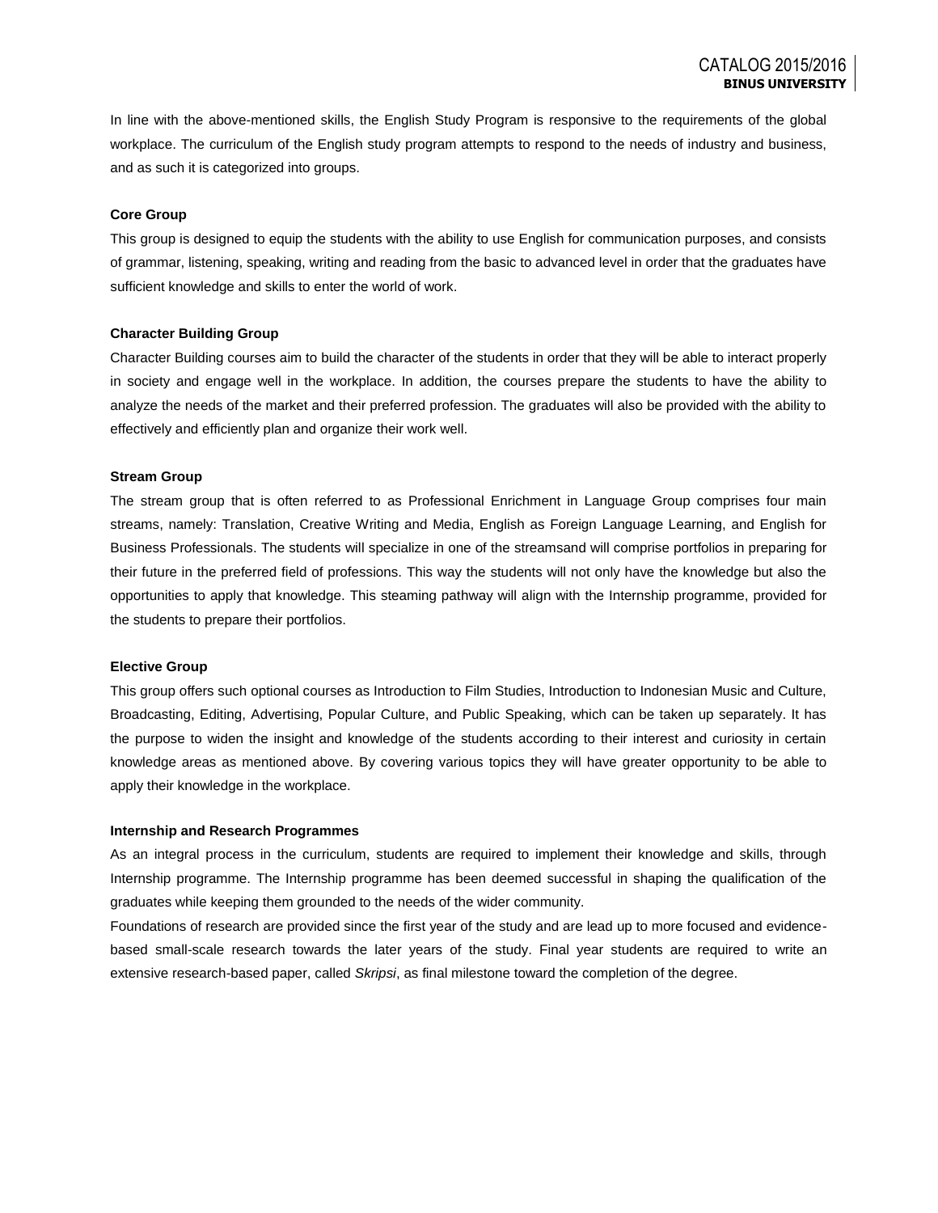In line with the above-mentioned skills, the English Study Program is responsive to the requirements of the global workplace. The curriculum of the English study program attempts to respond to the needs of industry and business, and as such it is categorized into groups.

**Core Group**

This group is designed to equip the students with the ability to use English for communication purposes, and consists of grammar, listening, speaking, writing and reading from the basic to advanced level in order that the graduates have sufficient knowledge and skills to enter the world of work.

**Character Building Group**

Character Building courses aim to build the character of the students in order that they will be able to interact properly in society and engage well in the workplace. In addition, the courses prepare the students to have the ability to analyze the needs of the market and their preferred profession. The graduates will also be provided with the ability to effectively and efficiently plan and organize their work well.

**Stream Group**

The stream group that is often referred to as Professional Enrichment in Language Group comprises four main streams, namely: Translation, Creative Writing and Media, English as Foreign Language Learning, and English for Business Professionals. The students will specialize in one of the streamsand will comprise portfolios in preparing for their future in the preferred field of professions. This way the students will not only have the knowledge but also the opportunities to apply that knowledge. This steaming pathway will align with the Internship programme, provided for the students to prepare their portfolios.

**Elective Group**

This group offers such optional courses as Introduction to Film Studies, Introduction to Indonesian Music and Culture, Broadcasting, Editing, Advertising, Popular Culture, and Public Speaking, which can be taken up separately. It has the purpose to widen the insight and knowledge of the students according to their interest and curiosity in certain knowledge areas as mentioned above. By covering various topics they will have greater opportunity to be able to apply their knowledge in the workplace.

**Internship and Research Programmes**

As an integral process in the curriculum, students are required to implement their knowledge and skills, through Internship programme. The Internship programme has been deemed successful in shaping the qualification of the graduates while keeping them grounded to the needs of the wider community.

Foundations of research are provided since the first year of the study and are lead up to more focused and evidence-based small-scale research towards the later years of the study. Final year students are required to write an extensive research-based paper, called *Skripsi*, as final milestone toward the completion of the degree.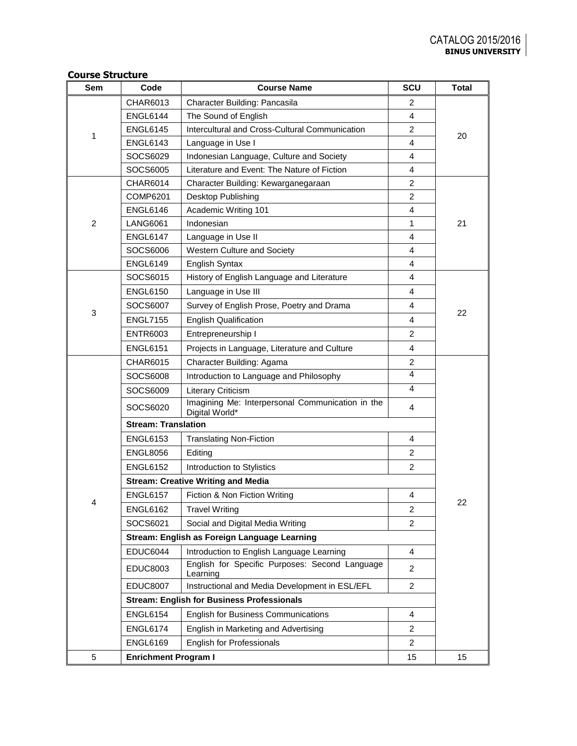## Course Structure

| Sem | Code | Course Name | SCU | Total |
|---|---|---|---|---|
| 1 | CHAR6013 | Character Building: Pancasila | 2 | 20 |
| | ENGL6144 | The Sound of English | 4 | |
| | ENGL6145 | Intercultural and Cross-Cultural Communication | 2 | |
| | ENGL6143 | Language in Use I | 4 | |
| | SOCS6029 | Indonesian Language, Culture and Society | 4 | |
| | SOCS6005 | Literature and Event: The Nature of Fiction | 4 | |
| 2 | CHAR6014 | Character Building: Kewarganegaraan | 2 | 21 |
| | COMP6201 | Desktop Publishing | 2 | |
| | ENGL6146 | Academic Writing 101 | 4 | |
| | LANG6061 | Indonesian | 1 | |
| | ENGL6147 | Language in Use II | 4 | |
| | SOCS6006 | Western Culture and Society | 4 | |
| | ENGL6149 | English Syntax | 4 | |
| 3 | SOCS6015 | History of English Language and Literature | 4 | 22 |
| | ENGL6150 | Language in Use III | 4 | |
| | SOCS6007 | Survey of English Prose, Poetry and Drama | 4 | |
| | ENGL7155 | English Qualification | 4 | |
| | ENTR6003 | Entrepreneurship I | 2 | |
| | ENGL6151 | Projects in Language, Literature and Culture | 4 | |
| 4 | CHAR6015 | Character Building: Agama | 2 | 22 |
| | SOCS6008 | Introduction to Language and Philosophy | 4 | |
| | SOCS6009 | Literary Criticism | 4 | |
| | SOCS6020 | Imagining Me: Interpersonal Communication in the Digital World* | 4 | |
| | **Stream: Translation** | | | |
| | ENGL6153 | Translating Non-Fiction | 4 | |
| | ENGL8056 | Editing | 2 | |
| | ENGL6152 | Introduction to Stylistics | 2 | |
| | **Stream: Creative Writing and Media** | | | |
| | ENGL6157 | Fiction & Non Fiction Writing | 4 | |
| | ENGL6162 | Travel Writing | 2 | |
| | SOCS6021 | Social and Digital Media Writing | 2 | |
| | **Stream: English as Foreign Language Learning** | | | |
| | EDUC6044 | Introduction to English Language Learning | 4 | |
| | EDUC8003 | English for Specific Purposes: Second Language Learning | 2 | |
| | EDUC8007 | Instructional and Media Development in ESL/EFL | 2 | |
| | **Stream: English for Business Professionals** | | | |
| | ENGL6154 | English for Business Communications | 4 | |
| | ENGL6174 | English in Marketing and Advertising | 2 | |
| | ENGL6169 | English for Professionals | 2 | |
| 5 | **Enrichment Program I** | | 15 | 15 |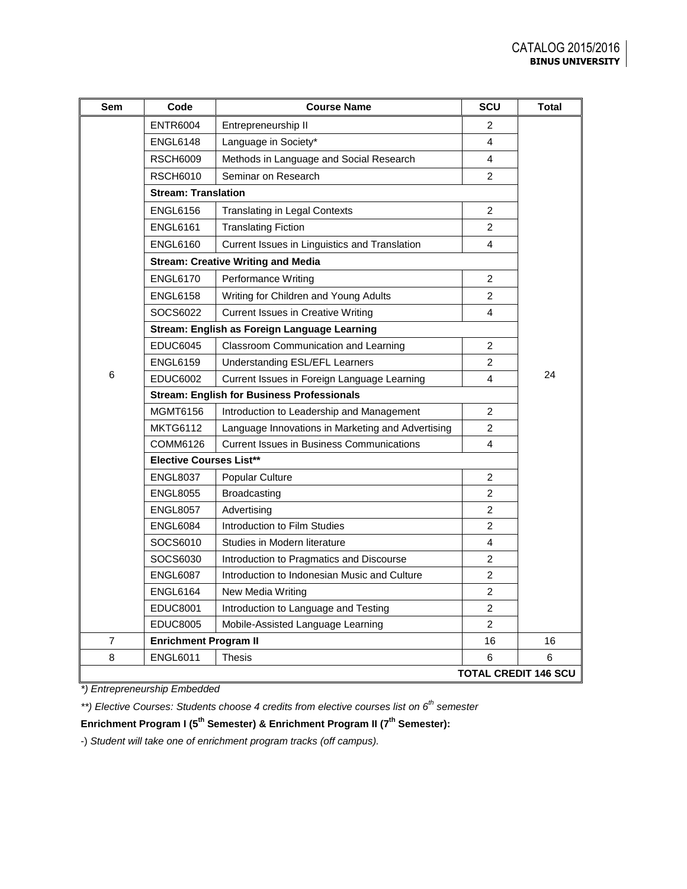| Sem | Code | Course Name | SCU | Total |
| --- | --- | --- | --- | --- |
| 6 | ENTR6004 | Entrepreneurship II | 2 | 24 |
| | ENGL6148 | Language in Society* | 4 | |
| | RSCH6009 | Methods in Language and Social Research | 4 | |
| | RSCH6010 | Seminar on Research | 2 | |
| | **Stream: Translation** | | | |
| | ENGL6156 | Translating in Legal Contexts | 2 | |
| | ENGL6161 | Translating Fiction | 2 | |
| | ENGL6160 | Current Issues in Linguistics and Translation | 4 | |
| | **Stream: Creative Writing and Media** | | | |
| | ENGL6170 | Performance Writing | 2 | |
| | ENGL6158 | Writing for Children and Young Adults | 2 | |
| | SOCS6022 | Current Issues in Creative Writing | 4 | |
| | **Stream: English as Foreign Language Learning** | | | |
| | EDUC6045 | Classroom Communication and Learning | 2 | |
| | ENGL6159 | Understanding ESL/EFL Learners | 2 | |
| | EDUC6002 | Current Issues in Foreign Language Learning | 4 | |
| | **Stream: English for Business Professionals** | | | |
| | MGMT6156 | Introduction to Leadership and Management | 2 | |
| | MKTG6112 | Language Innovations in Marketing and Advertising | 2 | |
| | COMM6126 | Current Issues in Business Communications | 4 | |
| | **Elective Courses List**** | | | |
| | ENGL8037 | Popular Culture | 2 | |
| | ENGL8055 | Broadcasting | 2 | |
| | ENGL8057 | Advertising | 2 | |
| | ENGL6084 | Introduction to Film Studies | 2 | |
| | SOCS6010 | Studies in Modern literature | 4 | |
| | SOCS6030 | Introduction to Pragmatics and Discourse | 2 | |
| | ENGL6087 | Introduction to Indonesian Music and Culture | 2 | |
| | ENGL6164 | New Media Writing | 2 | |
| | EDUC8001 | Introduction to Language and Testing | 2 | |
| | EDUC8005 | Mobile-Assisted Language Learning | 2 | |
| 7 | **Enrichment Program II** | | 16 | 16 |
| 8 | ENGL6011 | Thesis | 6 | 6 |
| | | | | **TOTAL CREDIT 146 SCU** |

*\*) Entrepreneurship Embedded*

*\*\*) Elective Courses: Students choose 4 credits from elective courses list on 6th semester*

**Enrichment Program I (5th Semester) & Enrichment Program II (7th Semester):**

-) *Student will take one of enrichment program tracks (off campus).*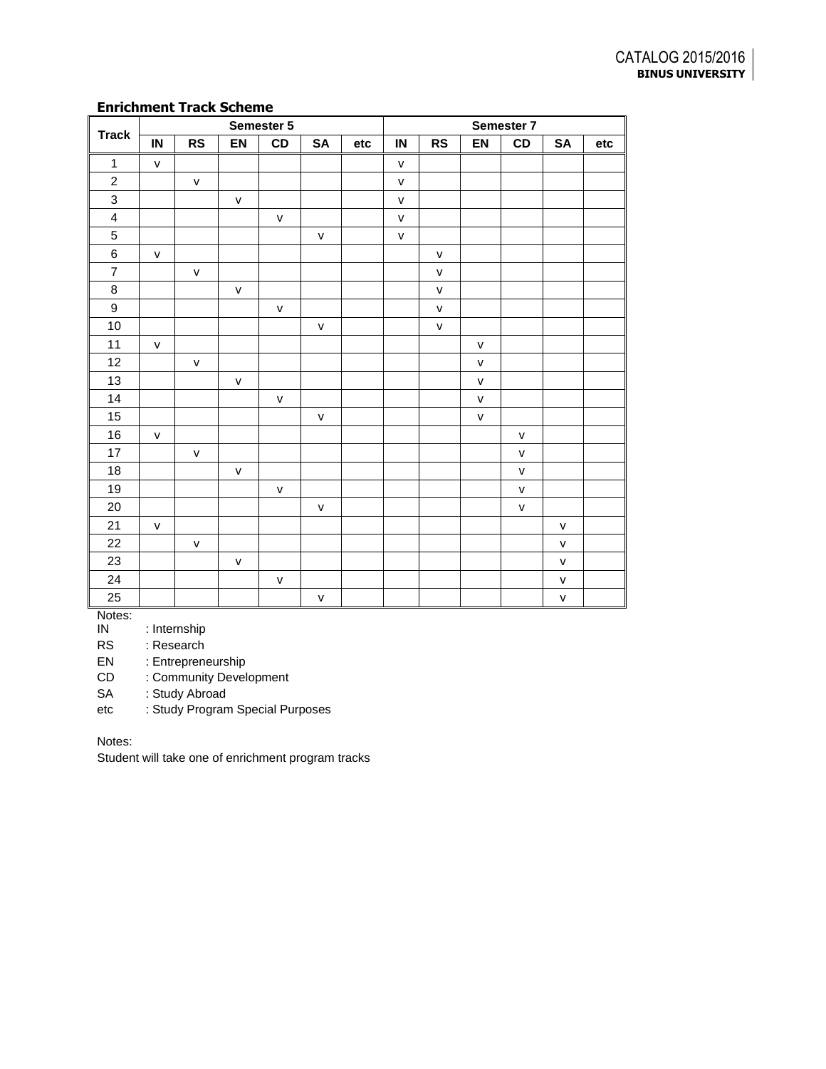### Enrichment Track Scheme

| Track | Semester 5 | | | | | | Semester 7 | | | | | |
|---|---|---|---|---|---|---|---|---|---|---|---|---|
| | IN | RS | EN | CD | SA | etc | IN | RS | EN | CD | SA | etc |
| 1 | v | | | | | | v | | | | | |
| 2 | | v | | | | | v | | | | | |
| 3 | | | v | | | | v | | | | | |
| 4 | | | | v | | | v | | | | | |
| 5 | | | | | v | | v | | | | | |
| 6 | v | | | | | | | v | | | | |
| 7 | | v | | | | | | v | | | | |
| 8 | | | v | | | | | v | | | | |
| 9 | | | | v | | | | v | | | | |
| 10 | | | | | v | | | v | | | | |
| 11 | v | | | | | | | | v | | | |
| 12 | | v | | | | | | | v | | | |
| 13 | | | v | | | | | | v | | | |
| 14 | | | | v | | | | | v | | | |
| 15 | | | | | v | | | | v | | | |
| 16 | v | | | | | | | | | v | | |
| 17 | | v | | | | | | | | v | | |
| 18 | | | v | | | | | | | v | | |
| 19 | | | | v | | | | | | v | | |
| 20 | | | | | v | | | | | v | | |
| 21 | v | | | | | | | | | | v | |
| 22 | | v | | | | | | | | | v | |
| 23 | | | v | | | | | | | | v | |
| 24 | | | | v | | | | | | | v | |
| 25 | | | | | v | | | | | | v | |

Notes:
IN : Internship
RS : Research
EN : Entrepreneurship
CD : Community Development
SA : Study Abroad
etc : Study Program Special Purposes

Notes:
Student will take one of enrichment program tracks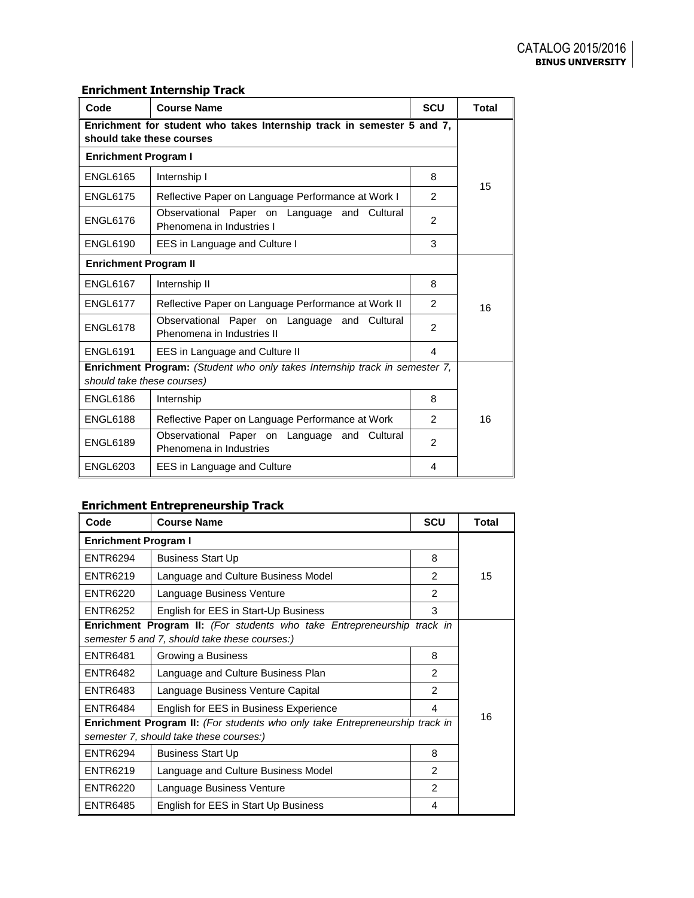### Enrichment Internship Track

| Code | Course Name | SCU | Total |
|---|---|---|---|
| **Enrichment for student who takes Internship track in semester 5 and 7, should take these courses** | | | |
| **Enrichment Program I** | | | |
| ENGL6165 | Internship I | 8 | 15 |
| ENGL6175 | Reflective Paper on Language Performance at Work I | 2 | |
| ENGL6176 | Observational Paper on Language and Cultural Phenomena in Industries I | 2 | |
| ENGL6190 | EES in Language and Culture I | 3 | |
| **Enrichment Program II** | | | |
| ENGL6167 | Internship II | 8 | 16 |
| ENGL6177 | Reflective Paper on Language Performance at Work II | 2 | |
| ENGL6178 | Observational Paper on Language and Cultural Phenomena in Industries II | 2 | |
| ENGL6191 | EES in Language and Culture II | 4 | |
| **Enrichment Program:** *(Student who only takes Internship track in semester 7, should take these courses)* | | | |
| ENGL6186 | Internship | 8 | 16 |
| ENGL6188 | Reflective Paper on Language Performance at Work | 2 | |
| ENGL6189 | Observational Paper on Language and Cultural Phenomena in Industries | 2 | |
| ENGL6203 | EES in Language and Culture | 4 | |

### Enrichment Entrepreneurship Track

| Code | Course Name | SCU | Total |
|---|---|---|---|
| **Enrichment Program I** | | | |
| ENTR6294 | Business Start Up | 8 | 15 |
| ENTR6219 | Language and Culture Business Model | 2 | |
| ENTR6220 | Language Business Venture | 2 | |
| ENTR6252 | English for EES in Start-Up Business | 3 | |
| **Enrichment Program II:** *(For students who take Entrepreneurship track in semester 5 and 7, should take these courses:)* | | | |
| ENTR6481 | Growing a Business | 8 | 16 |
| ENTR6482 | Language and Culture Business Plan | 2 | |
| ENTR6483 | Language Business Venture Capital | 2 | |
| ENTR6484 | English for EES in Business Experience | 4 | |
| **Enrichment Program II:** *(For students who only take Entrepreneurship track in semester 7, should take these courses:)* | | | |
| ENTR6294 | Business Start Up | 8 | |
| ENTR6219 | Language and Culture Business Model | 2 | |
| ENTR6220 | Language Business Venture | 2 | |
| ENTR6485 | English for EES in Start Up Business | 4 | |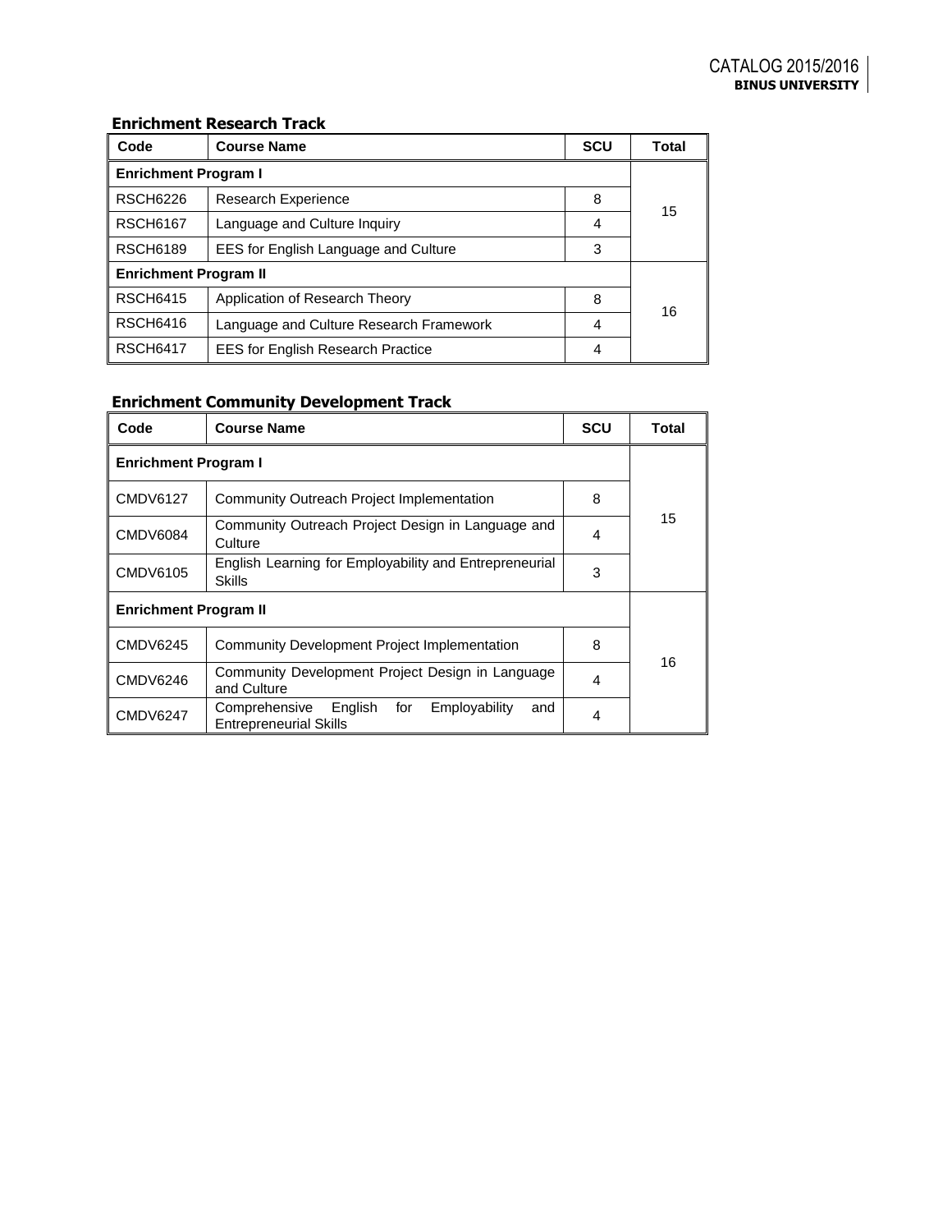### Enrichment Research Track

| Code | Course Name | SCU | Total |
|---|---|---|---|
| **Enrichment Program I** | | | |
| RSCH6226 | Research Experience | 8 | 15 |
| RSCH6167 | Language and Culture Inquiry | 4 | |
| RSCH6189 | EES for English Language and Culture | 3 | |
| **Enrichment Program II** | | | |
| RSCH6415 | Application of Research Theory | 8 | 16 |
| RSCH6416 | Language and Culture Research Framework | 4 | |
| RSCH6417 | EES for English Research Practice | 4 | |

### Enrichment Community Development Track

| Code | Course Name | SCU | Total |
|---|---|---|---|
| **Enrichment Program I** | | | |
| CMDV6127 | Community Outreach Project Implementation | 8 | 15 |
| CMDV6084 | Community Outreach Project Design in Language and Culture | 4 | |
| CMDV6105 | English Learning for Employability and Entrepreneurial Skills | 3 | |
| **Enrichment Program II** | | | |
| CMDV6245 | Community Development Project Implementation | 8 | 16 |
| CMDV6246 | Community Development Project Design in Language and Culture | 4 | |
| CMDV6247 | Comprehensive English for Employability and Entrepreneurial Skills | 4 | |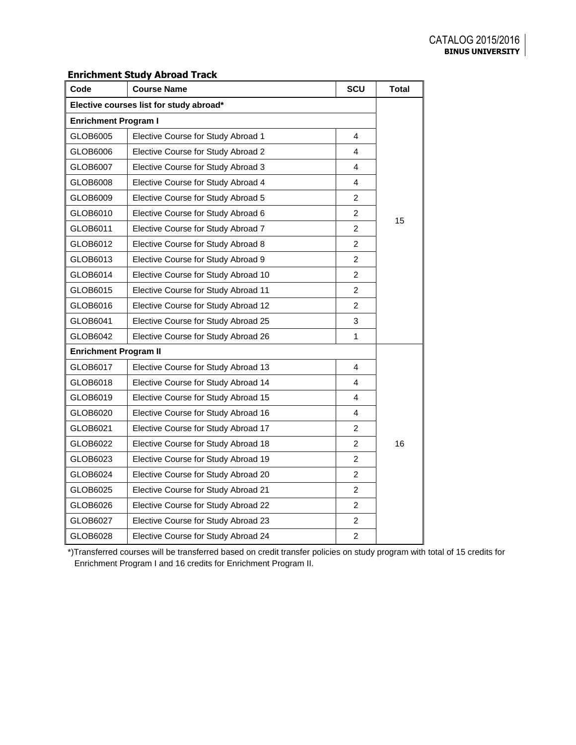### Enrichment Study Abroad Track

| Code | Course Name | SCU | Total |
|---|---|---|---|
| **Elective courses list for study abroad*** | | | |
| **Enrichment Program I** | | | 15 |
| GLOB6005 | Elective Course for Study Abroad 1 | 4 | |
| GLOB6006 | Elective Course for Study Abroad 2 | 4 | |
| GLOB6007 | Elective Course for Study Abroad 3 | 4 | |
| GLOB6008 | Elective Course for Study Abroad 4 | 4 | |
| GLOB6009 | Elective Course for Study Abroad 5 | 2 | |
| GLOB6010 | Elective Course for Study Abroad 6 | 2 | |
| GLOB6011 | Elective Course for Study Abroad 7 | 2 | |
| GLOB6012 | Elective Course for Study Abroad 8 | 2 | |
| GLOB6013 | Elective Course for Study Abroad 9 | 2 | |
| GLOB6014 | Elective Course for Study Abroad 10 | 2 | |
| GLOB6015 | Elective Course for Study Abroad 11 | 2 | |
| GLOB6016 | Elective Course for Study Abroad 12 | 2 | |
| GLOB6041 | Elective Course for Study Abroad 25 | 3 | |
| GLOB6042 | Elective Course for Study Abroad 26 | 1 | |
| **Enrichment Program II** | | | 16 |
| GLOB6017 | Elective Course for Study Abroad 13 | 4 | |
| GLOB6018 | Elective Course for Study Abroad 14 | 4 | |
| GLOB6019 | Elective Course for Study Abroad 15 | 4 | |
| GLOB6020 | Elective Course for Study Abroad 16 | 4 | |
| GLOB6021 | Elective Course for Study Abroad 17 | 2 | |
| GLOB6022 | Elective Course for Study Abroad 18 | 2 | |
| GLOB6023 | Elective Course for Study Abroad 19 | 2 | |
| GLOB6024 | Elective Course for Study Abroad 20 | 2 | |
| GLOB6025 | Elective Course for Study Abroad 21 | 2 | |
| GLOB6026 | Elective Course for Study Abroad 22 | 2 | |
| GLOB6027 | Elective Course for Study Abroad 23 | 2 | |
| GLOB6028 | Elective Course for Study Abroad 24 | 2 | |

*)Transferred courses will be transferred based on credit transfer policies on study program with total of 15 credits for Enrichment Program I and 16 credits for Enrichment Program II.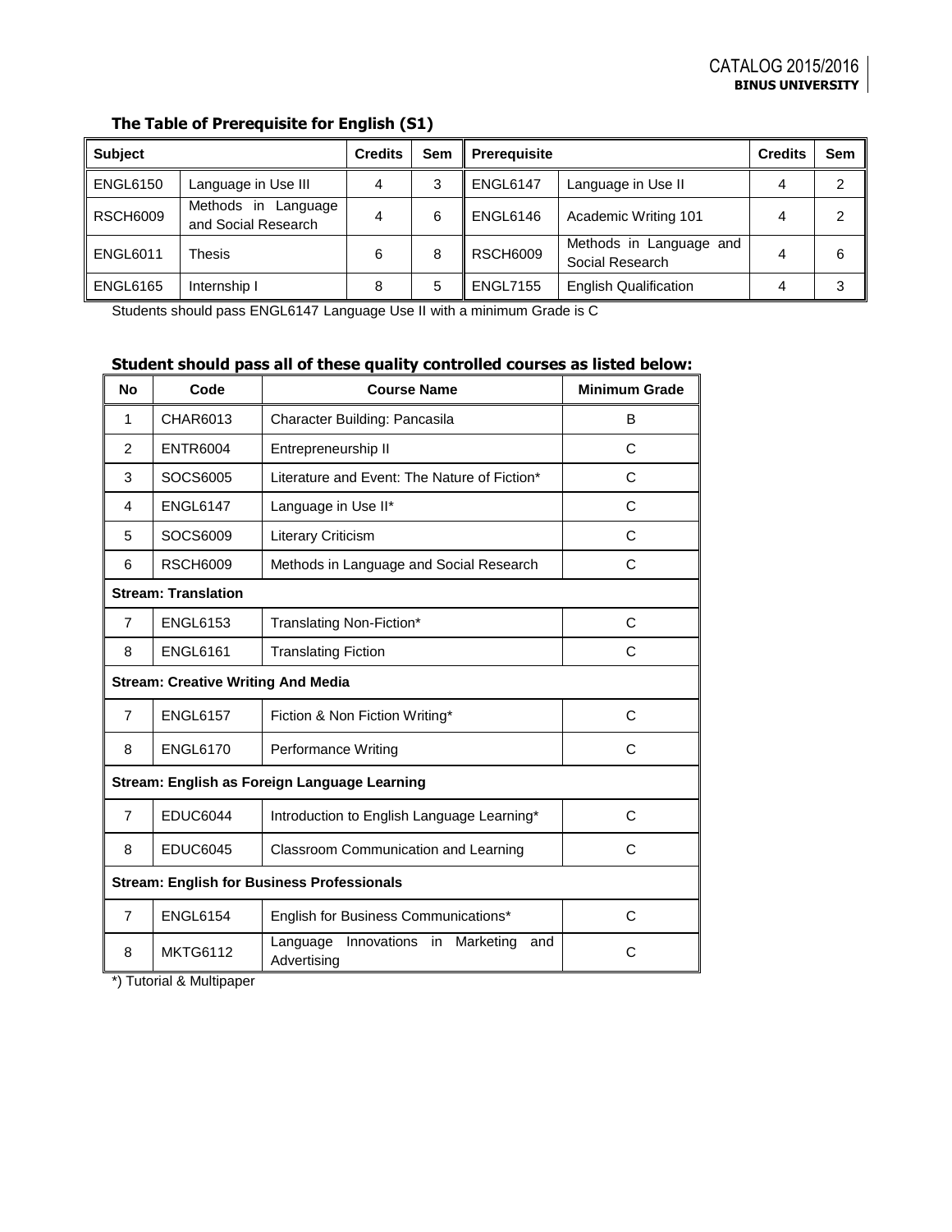### The Table of Prerequisite for English (S1)

| Subject | | Credits | Sem | Prerequisite | | Credits | Sem |
|---|---|---|---|---|---|---|---|
| ENGL6150 | Language in Use III | 4 | 3 | ENGL6147 | Language in Use II | 4 | 2 |
| RSCH6009 | Methods in Language and Social Research | 4 | 6 | ENGL6146 | Academic Writing 101 | 4 | 2 |
| ENGL6011 | Thesis | 6 | 8 | RSCH6009 | Methods in Language and Social Research | 4 | 6 |
| ENGL6165 | Internship I | 8 | 5 | ENGL7155 | English Qualification | 4 | 3 |

Students should pass ENGL6147 Language Use II with a minimum Grade is C

### Student should pass all of these quality controlled courses as listed below:

| No | Code | Course Name | Minimum Grade |
|---|---|---|---|
| 1 | CHAR6013 | Character Building: Pancasila | B |
| 2 | ENTR6004 | Entrepreneurship II | C |
| 3 | SOCS6005 | Literature and Event: The Nature of Fiction* | C |
| 4 | ENGL6147 | Language in Use II* | C |
| 5 | SOCS6009 | Literary Criticism | C |
| 6 | RSCH6009 | Methods in Language and Social Research | C |
| **Stream: Translation** | | | |
| 7 | ENGL6153 | Translating Non-Fiction* | C |
| 8 | ENGL6161 | Translating Fiction | C |
| **Stream: Creative Writing And Media** | | | |
| 7 | ENGL6157 | Fiction & Non Fiction Writing* | C |
| 8 | ENGL6170 | Performance Writing | C |
| **Stream: English as Foreign Language Learning** | | | |
| 7 | EDUC6044 | Introduction to English Language Learning* | C |
| 8 | EDUC6045 | Classroom Communication and Learning | C |
| **Stream: English for Business Professionals** | | | |
| 7 | ENGL6154 | English for Business Communications* | C |
| 8 | MKTG6112 | Language Innovations in Marketing and Advertising | C |

*) Tutorial & Multipaper